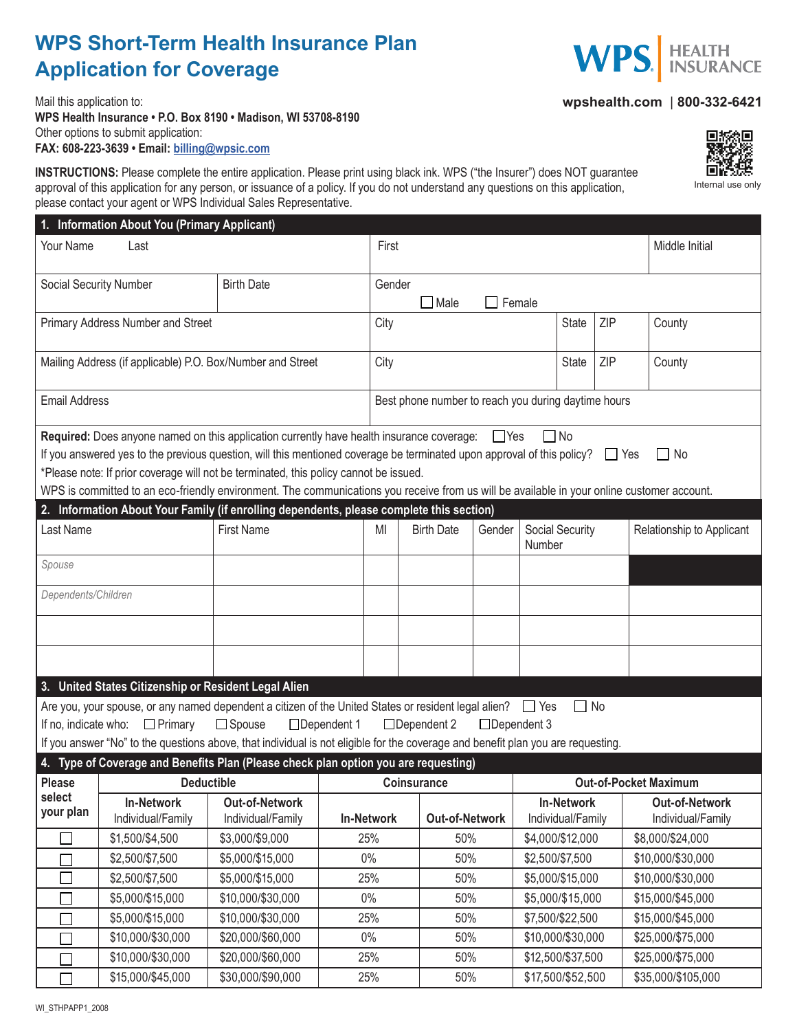# WPS Short-Term Health Insurance Plan Application for Coverage

WPS HEALTH INSURANCE

wpshealth.com | 800-332-6421

Internal use only

Mail this application to:
**WPS Health Insurance • P.O. Box 8190 • Madison, WI 53708-8190**
Other options to submit application:
**FAX: 608-223-3639 • Email: billing@wpsic.com**

**INSTRUCTIONS:** Please complete the entire application. Please print using black ink. WPS ("the Insurer") does NOT guarantee approval of this application for any person, or issuance of a policy. If you do not understand any questions on this application, please contact your agent or WPS Individual Sales Representative.

## 1. Information About You (Primary Applicant)

| | | | | | |
|---|---|---|---|---|---|
| Your Name Last | | First | | | Middle Initial |
| Social Security Number | Birth Date | Gender ☐ Male ☐ Female | | | |
| Primary Address Number and Street | | City | State | ZIP | County |
| Mailing Address (if applicable) P.O. Box/Number and Street | | City | State | ZIP | County |
| Email Address | | Best phone number to reach you during daytime hours | | | |

**Required:** Does anyone named on this application currently have health insurance coverage: ☐ Yes ☐ No

If you answered yes to the previous question, will this mentioned coverage be terminated upon approval of this policy? ☐ Yes ☐ No

*Please note: If prior coverage will not be terminated, this policy cannot be issued.

WPS is committed to an eco-friendly environment. The communications you receive from us will be available in your online customer account.

## 2. Information About Your Family (if enrolling dependents, please complete this section)

| Last Name | First Name | MI | Birth Date | Gender | Social Security Number | Relationship to Applicant |
|---|---|---|---|---|---|---|
| *Spouse* | | | | | | |
| *Dependents/Children* | | | | | | |
| | | | | | | |
| | | | | | | |

## 3. United States Citizenship or Resident Legal Alien

Are you, your spouse, or any named dependent a citizen of the United States or resident legal alien? ☐ Yes ☐ No

If no, indicate who: ☐ Primary ☐ Spouse ☐ Dependent 1 ☐ Dependent 2 ☐ Dependent 3

If you answer "No" to the questions above, that individual is not eligible for the coverage and benefit plan you are requesting.

## 4. Type of Coverage and Benefits Plan (Please check plan option you are requesting)

| Please select your plan | Deductible | | Coinsurance | | Out-of-Pocket Maximum | |
|---|---|---|---|---|---|---|
| | **In-Network** Individual/Family | **Out-of-Network** Individual/Family | **In-Network** | **Out-of-Network** | **In-Network** Individual/Family | **Out-of-Network** Individual/Family |
| ☐ | $1,500/$4,500 | $3,000/$9,000 | 25% | 50% | $4,000/$12,000 | $8,000/$24,000 |
| ☐ | $2,500/$7,500 | $5,000/$15,000 | 0% | 50% | $2,500/$7,500 | $10,000/$30,000 |
| ☐ | $2,500/$7,500 | $5,000/$15,000 | 25% | 50% | $5,000/$15,000 | $10,000/$30,000 |
| ☐ | $5,000/$15,000 | $10,000/$30,000 | 0% | 50% | $5,000/$15,000 | $15,000/$45,000 |
| ☐ | $5,000/$15,000 | $10,000/$30,000 | 25% | 50% | $7,500/$22,500 | $15,000/$45,000 |
| ☐ | $10,000/$30,000 | $20,000/$60,000 | 0% | 50% | $10,000/$30,000 | $25,000/$75,000 |
| ☐ | $10,000/$30,000 | $20,000/$60,000 | 25% | 50% | $12,500/$37,500 | $25,000/$75,000 |
| ☐ | $15,000/$45,000 | $30,000/$90,000 | 25% | 50% | $17,500/$52,500 | $35,000/$105,000 |

WI_STHPAPP1_2008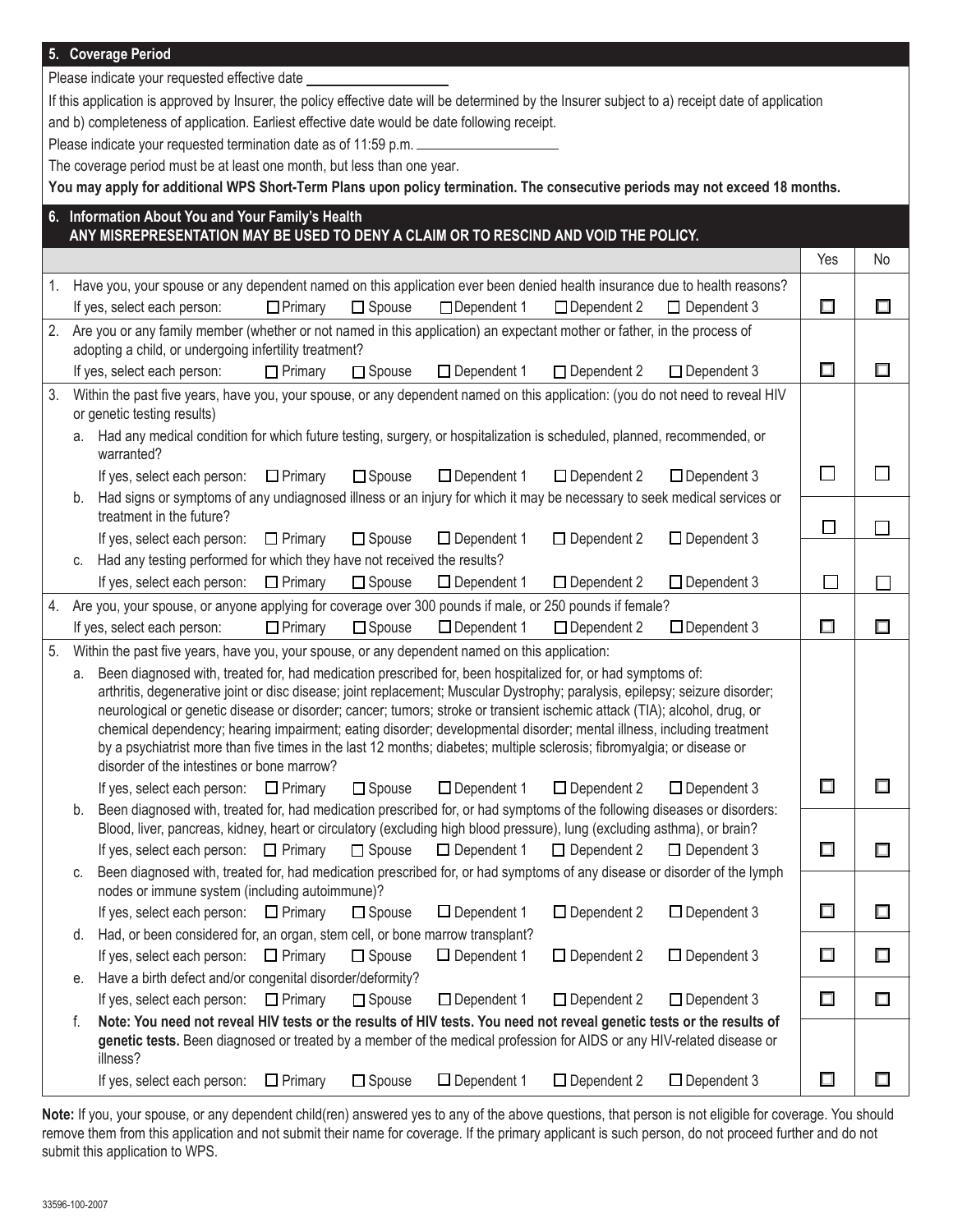## 5. Coverage Period

Please indicate your requested effective date ____________________

If this application is approved by Insurer, the policy effective date will be determined by the Insurer subject to a) receipt date of application and b) completeness of application. Earliest effective date would be date following receipt.

Please indicate your requested termination date as of 11:59 p.m. ____________________

The coverage period must be at least one month, but less than one year.

**You may apply for additional WPS Short-Term Plans upon policy termination. The consecutive periods may not exceed 18 months.**

## 6. Information About You and Your Family's Health

**ANY MISREPRESENTATION MAY BE USED TO DENY A CLAIM OR TO RESCIND AND VOID THE POLICY.**

| | Yes | No |
|---|---|---|
| 1. Have you, your spouse or any dependent named on this application ever been denied health insurance due to health reasons?<br>If yes, select each person: ☐ Primary ☐ Spouse ☐ Dependent 1 ☐ Dependent 2 ☐ Dependent 3 | ☐ | ☐ |
| 2. Are you or any family member (whether or not named in this application) an expectant mother or father, in the process of adopting a child, or undergoing infertility treatment?<br>If yes, select each person: ☐ Primary ☐ Spouse ☐ Dependent 1 ☐ Dependent 2 ☐ Dependent 3 | ☐ | ☐ |
| 3. Within the past five years, have you, your spouse, or any dependent named on this application: (you do not need to reveal HIV or genetic testing results) | | |
| a. Had any medical condition for which future testing, surgery, or hospitalization is scheduled, planned, recommended, or warranted?<br>If yes, select each person: ☐ Primary ☐ Spouse ☐ Dependent 1 ☐ Dependent 2 ☐ Dependent 3 | ☐ | ☐ |
| b. Had signs or symptoms of any undiagnosed illness or an injury for which it may be necessary to seek medical services or treatment in the future?<br>If yes, select each person: ☐ Primary ☐ Spouse ☐ Dependent 1 ☐ Dependent 2 ☐ Dependent 3 | ☐ | ☐ |
| c. Had any testing performed for which they have not received the results?<br>If yes, select each person: ☐ Primary ☐ Spouse ☐ Dependent 1 ☐ Dependent 2 ☐ Dependent 3 | ☐ | ☐ |
| 4. Are you, your spouse, or anyone applying for coverage over 300 pounds if male, or 250 pounds if female?<br>If yes, select each person: ☐ Primary ☐ Spouse ☐ Dependent 1 ☐ Dependent 2 ☐ Dependent 3 | ☐ | ☐ |
| 5. Within the past five years, have you, your spouse, or any dependent named on this application: | | |
| a. Been diagnosed with, treated for, had medication prescribed for, been hospitalized for, or had symptoms of: arthritis, degenerative joint or disc disease; joint replacement; Muscular Dystrophy; paralysis, epilepsy; seizure disorder; neurological or genetic disease or disorder; cancer; tumors; stroke or transient ischemic attack (TIA); alcohol, drug, or chemical dependency; hearing impairment; eating disorder; developmental disorder; mental illness, including treatment by a psychiatrist more than five times in the last 12 months; diabetes; multiple sclerosis; fibromyalgia; or disease or disorder of the intestines or bone marrow?<br>If yes, select each person: ☐ Primary ☐ Spouse ☐ Dependent 1 ☐ Dependent 2 ☐ Dependent 3 | ☐ | ☐ |
| b. Been diagnosed with, treated for, had medication prescribed for, or had symptoms of the following diseases or disorders: Blood, liver, pancreas, kidney, heart or circulatory (excluding high blood pressure), lung (excluding asthma), or brain?<br>If yes, select each person: ☐ Primary ☐ Spouse ☐ Dependent 1 ☐ Dependent 2 ☐ Dependent 3 | ☐ | ☐ |
| c. Been diagnosed with, treated for, had medication prescribed for, or had symptoms of any disease or disorder of the lymph nodes or immune system (including autoimmune)?<br>If yes, select each person: ☐ Primary ☐ Spouse ☐ Dependent 1 ☐ Dependent 2 ☐ Dependent 3 | ☐ | ☐ |
| d. Had, or been considered for, an organ, stem cell, or bone marrow transplant?<br>If yes, select each person: ☐ Primary ☐ Spouse ☐ Dependent 1 ☐ Dependent 2 ☐ Dependent 3 | ☐ | ☐ |
| e. Have a birth defect and/or congenital disorder/deformity?<br>If yes, select each person: ☐ Primary ☐ Spouse ☐ Dependent 1 ☐ Dependent 2 ☐ Dependent 3 | ☐ | ☐ |
| f. **Note: You need not reveal HIV tests or the results of HIV tests. You need not reveal genetic tests or the results of genetic tests.** Been diagnosed or treated by a member of the medical profession for AIDS or any HIV-related disease or illness?<br>If yes, select each person: ☐ Primary ☐ Spouse ☐ Dependent 1 ☐ Dependent 2 ☐ Dependent 3 | ☐ | ☐ |

**Note:** If you, your spouse, or any dependent child(ren) answered yes to any of the above questions, that person is not eligible for coverage. You should remove them from this application and not submit their name for coverage. If the primary applicant is such person, do not proceed further and do not submit this application to WPS.

33596-100-2007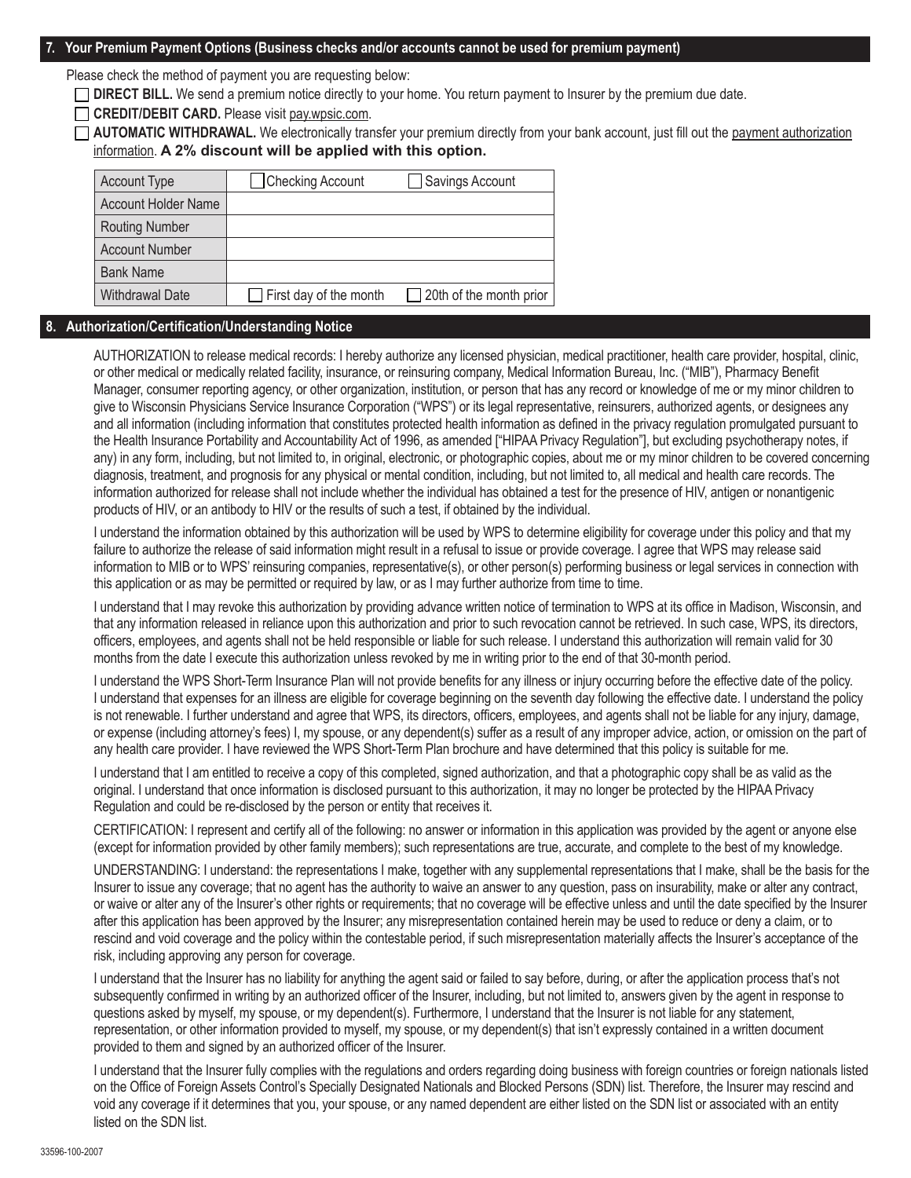## 7. Your Premium Payment Options (Business checks and/or accounts cannot be used for premium payment)

Please check the method of payment you are requesting below:

☐ **DIRECT BILL.** We send a premium notice directly to your home. You return payment to Insurer by the premium due date.

☐ **CREDIT/DEBIT CARD.** Please visit pay.wpsic.com.

☐ **AUTOMATIC WITHDRAWAL.** We electronically transfer your premium directly from your bank account, just fill out the payment authorization information. **A 2% discount will be applied with this option.**

| | | |
|---|---|---|
| Account Type | ☐ Checking Account | ☐ Savings Account |
| Account Holder Name | | |
| Routing Number | | |
| Account Number | | |
| Bank Name | | |
| Withdrawal Date | ☐ First day of the month | ☐ 20th of the month prior |

## 8. Authorization/Certification/Understanding Notice

AUTHORIZATION to release medical records: I hereby authorize any licensed physician, medical practitioner, health care provider, hospital, clinic, or other medical or medically related facility, insurance, or reinsuring company, Medical Information Bureau, Inc. ("MIB"), Pharmacy Benefit Manager, consumer reporting agency, or other organization, institution, or person that has any record or knowledge of me or my minor children to give to Wisconsin Physicians Service Insurance Corporation ("WPS") or its legal representative, reinsurers, authorized agents, or designees any and all information (including information that constitutes protected health information as defined in the privacy regulation promulgated pursuant to the Health Insurance Portability and Accountability Act of 1996, as amended ["HIPAA Privacy Regulation"], but excluding psychotherapy notes, if any) in any form, including, but not limited to, in original, electronic, or photographic copies, about me or my minor children to be covered concerning diagnosis, treatment, and prognosis for any physical or mental condition, including, but not limited to, all medical and health care records. The information authorized for release shall not include whether the individual has obtained a test for the presence of HIV, antigen or nonantigenic products of HIV, or an antibody to HIV or the results of such a test, if obtained by the individual.

I understand the information obtained by this authorization will be used by WPS to determine eligibility for coverage under this policy and that my failure to authorize the release of said information might result in a refusal to issue or provide coverage. I agree that WPS may release said information to MIB or to WPS' reinsuring companies, representative(s), or other person(s) performing business or legal services in connection with this application or as may be permitted or required by law, or as I may further authorize from time to time.

I understand that I may revoke this authorization by providing advance written notice of termination to WPS at its office in Madison, Wisconsin, and that any information released in reliance upon this authorization and prior to such revocation cannot be retrieved. In such case, WPS, its directors, officers, employees, and agents shall not be held responsible or liable for such release. I understand this authorization will remain valid for 30 months from the date I execute this authorization unless revoked by me in writing prior to the end of that 30-month period.

I understand the WPS Short-Term Insurance Plan will not provide benefits for any illness or injury occurring before the effective date of the policy. I understand that expenses for an illness are eligible for coverage beginning on the seventh day following the effective date. I understand the policy is not renewable. I further understand and agree that WPS, its directors, officers, employees, and agents shall not be liable for any injury, damage, or expense (including attorney's fees) I, my spouse, or any dependent(s) suffer as a result of any improper advice, action, or omission on the part of any health care provider. I have reviewed the WPS Short-Term Plan brochure and have determined that this policy is suitable for me.

I understand that I am entitled to receive a copy of this completed, signed authorization, and that a photographic copy shall be as valid as the original. I understand that once information is disclosed pursuant to this authorization, it may no longer be protected by the HIPAA Privacy Regulation and could be re-disclosed by the person or entity that receives it.

CERTIFICATION: I represent and certify all of the following: no answer or information in this application was provided by the agent or anyone else (except for information provided by other family members); such representations are true, accurate, and complete to the best of my knowledge.

UNDERSTANDING: I understand: the representations I make, together with any supplemental representations that I make, shall be the basis for the Insurer to issue any coverage; that no agent has the authority to waive an answer to any question, pass on insurability, make or alter any contract, or waive or alter any of the Insurer's other rights or requirements; that no coverage will be effective unless and until the date specified by the Insurer after this application has been approved by the Insurer; any misrepresentation contained herein may be used to reduce or deny a claim, or to rescind and void coverage and the policy within the contestable period, if such misrepresentation materially affects the Insurer's acceptance of the risk, including approving any person for coverage.

I understand that the Insurer has no liability for anything the agent said or failed to say before, during, or after the application process that's not subsequently confirmed in writing by an authorized officer of the Insurer, including, but not limited to, answers given by the agent in response to questions asked by myself, my spouse, or my dependent(s). Furthermore, I understand that the Insurer is not liable for any statement, representation, or other information provided to myself, my spouse, or my dependent(s) that isn't expressly contained in a written document provided to them and signed by an authorized officer of the Insurer.

I understand that the Insurer fully complies with the regulations and orders regarding doing business with foreign countries or foreign nationals listed on the Office of Foreign Assets Control's Specially Designated Nationals and Blocked Persons (SDN) list. Therefore, the Insurer may rescind and void any coverage if it determines that you, your spouse, or any named dependent are either listed on the SDN list or associated with an entity listed on the SDN list.

33596-100-2007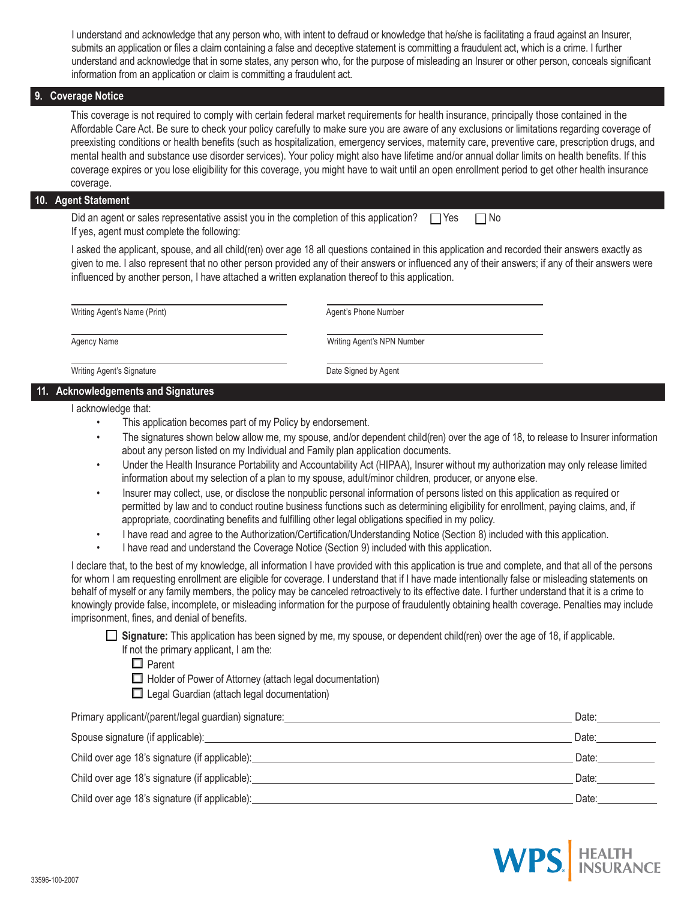I understand and acknowledge that any person who, with intent to defraud or knowledge that he/she is facilitating a fraud against an Insurer, submits an application or files a claim containing a false and deceptive statement is committing a fraudulent act, which is a crime. I further understand and acknowledge that in some states, any person who, for the purpose of misleading an Insurer or other person, conceals significant information from an application or claim is committing a fraudulent act.

## 9. Coverage Notice

This coverage is not required to comply with certain federal market requirements for health insurance, principally those contained in the Affordable Care Act. Be sure to check your policy carefully to make sure you are aware of any exclusions or limitations regarding coverage of preexisting conditions or health benefits (such as hospitalization, emergency services, maternity care, preventive care, prescription drugs, and mental health and substance use disorder services). Your policy might also have lifetime and/or annual dollar limits on health benefits. If this coverage expires or you lose eligibility for this coverage, you might have to wait until an open enrollment period to get other health insurance coverage.

## 10. Agent Statement

Did an agent or sales representative assist you in the completion of this application? ☐ Yes ☐ No
If yes, agent must complete the following:

I asked the applicant, spouse, and all child(ren) over age 18 all questions contained in this application and recorded their answers exactly as given to me. I also represent that no other person provided any of their answers or influenced any of their answers; if any of their answers were influenced by another person, I have attached a written explanation thereof to this application.

Writing Agent's Name (Print) ______________________ Agent's Phone Number ______________________

Agency Name ______________________ Writing Agent's NPN Number ______________________

Writing Agent's Signature ______________________ Date Signed by Agent ______________________

## 11. Acknowledgements and Signatures

I acknowledge that:

- This application becomes part of my Policy by endorsement.
- The signatures shown below allow me, my spouse, and/or dependent child(ren) over the age of 18, to release to Insurer information about any person listed on my Individual and Family plan application documents.
- Under the Health Insurance Portability and Accountability Act (HIPAA), Insurer without my authorization may only release limited information about my selection of a plan to my spouse, adult/minor children, producer, or anyone else.
- Insurer may collect, use, or disclose the nonpublic personal information of persons listed on this application as required or permitted by law and to conduct routine business functions such as determining eligibility for enrollment, paying claims, and, if appropriate, coordinating benefits and fulfilling other legal obligations specified in my policy.
- I have read and agree to the Authorization/Certification/Understanding Notice (Section 8) included with this application.
- I have read and understand the Coverage Notice (Section 9) included with this application.

I declare that, to the best of my knowledge, all information I have provided with this application is true and complete, and that all of the persons for whom I am requesting enrollment are eligible for coverage. I understand that if I have made intentionally false or misleading statements on behalf of myself or any family members, the policy may be canceled retroactively to its effective date. I further understand that it is a crime to knowingly provide false, incomplete, or misleading information for the purpose of fraudulently obtaining health coverage. Penalties may include imprisonment, fines, and denial of benefits.

☐ **Signature:** This application has been signed by me, my spouse, or dependent child(ren) over the age of 18, if applicable.
If not the primary applicant, I am the:

- ☐ Parent
- ☐ Holder of Power of Attorney (attach legal documentation)
- ☐ Legal Guardian (attach legal documentation)

Primary applicant/(parent/legal guardian) signature: ______________________ Date: __________

Spouse signature (if applicable): ______________________ Date: __________

Child over age 18's signature (if applicable): ______________________ Date: __________

Child over age 18's signature (if applicable): ______________________ Date: __________

Child over age 18's signature (if applicable): ______________________ Date: __________

WPS HEALTH INSURANCE

33596-100-2007